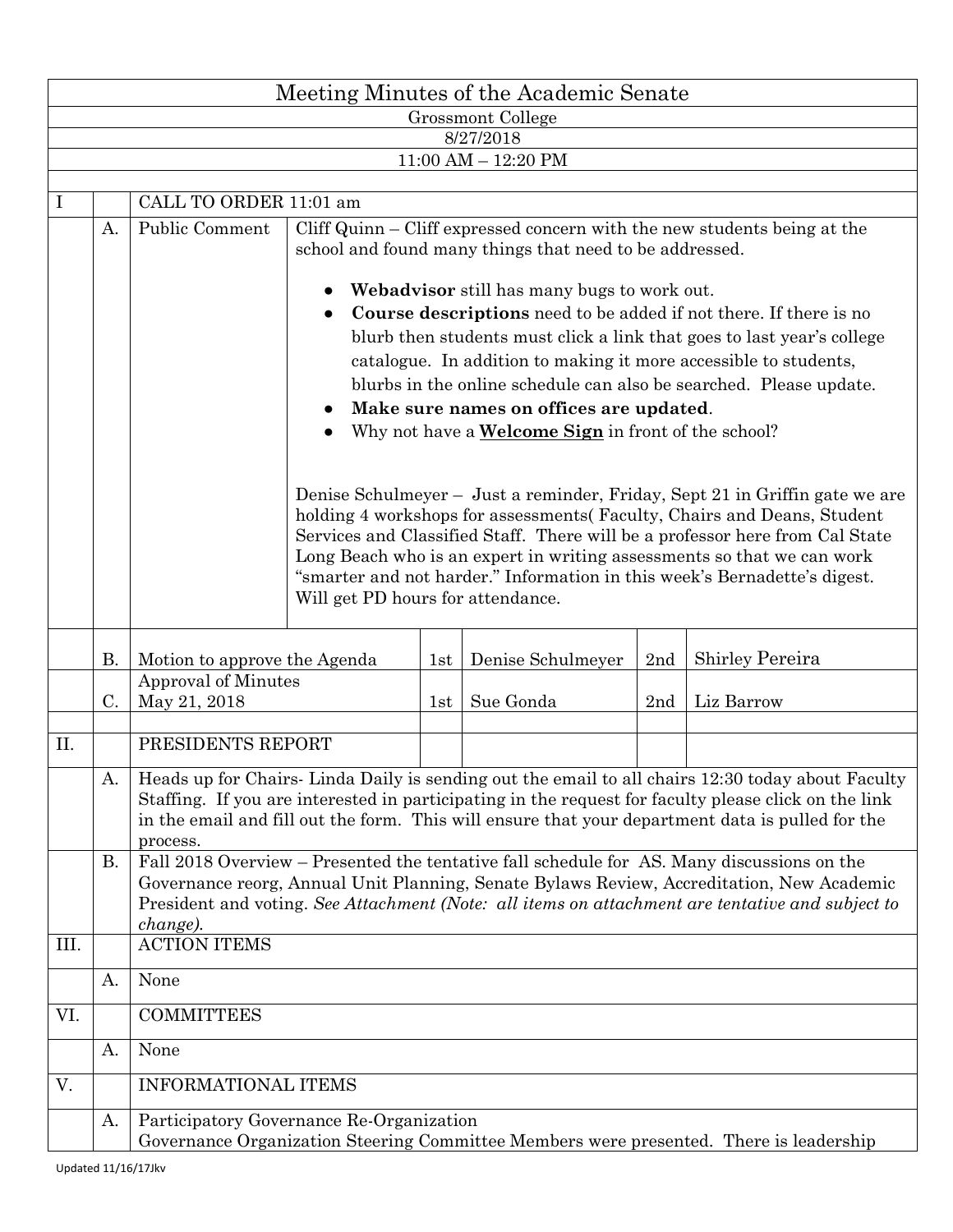# Meeting Minutes of the Academic Senate

Grossmont College

8/27/2018

11:00 AM – 12:20 PM

| | | | | | | | |
|---|---|---|---|---|---|---|---|
| I | | CALL TO ORDER 11:01 am | | | | | |
| | A. | Public Comment | Cliff Quinn – Cliff expressed concern with the new students being at the school and found many things that need to be addressed.<br><br>● **Webadvisor** still has many bugs to work out.<br>● **Course descriptions** need to be added if not there. If there is no blurb then students must click a link that goes to last year's college catalogue. In addition to making it more accessible to students, blurbs in the online schedule can also be searched. Please update.<br>● **Make sure names on offices are updated**.<br>● Why not have a **Welcome Sign** in front of the school?<br><br>Denise Schulmeyer – Just a reminder, Friday, Sept 21 in Griffin gate we are holding 4 workshops for assessments( Faculty, Chairs and Deans, Student Services and Classified Staff. There will be a professor here from Cal State Long Beach who is an expert in writing assessments so that we can work "smarter and not harder." Information in this week's Bernadette's digest. Will get PD hours for attendance. | | | | |
| | B. | Motion to approve the Agenda | | 1st | Denise Schulmeyer | 2nd | Shirley Pereira |
| | C. | Approval of Minutes<br>May 21, 2018 | | 1st | Sue Gonda | 2nd | Liz Barrow |
| II. | | PRESIDENTS REPORT | | | | | |
| | A. | Heads up for Chairs- Linda Daily is sending out the email to all chairs 12:30 today about Faculty Staffing. If you are interested in participating in the request for faculty please click on the link in the email and fill out the form. This will ensure that your department data is pulled for the process. | | | | | |
| | B. | Fall 2018 Overview – Presented the tentative fall schedule for AS. Many discussions on the Governance reorg, Annual Unit Planning, Senate Bylaws Review, Accreditation, New Academic President and voting. *See Attachment (Note: all items on attachment are tentative and subject to change).* | | | | | |
| III. | | ACTION ITEMS | | | | | |
| | A. | None | | | | | |
| VI. | | COMMITTEES | | | | | |
| | A. | None | | | | | |
| V. | | INFORMATIONAL ITEMS | | | | | |
| | A. | Participatory Governance Re-Organization<br>Governance Organization Steering Committee Members were presented. There is leadership | | | | | |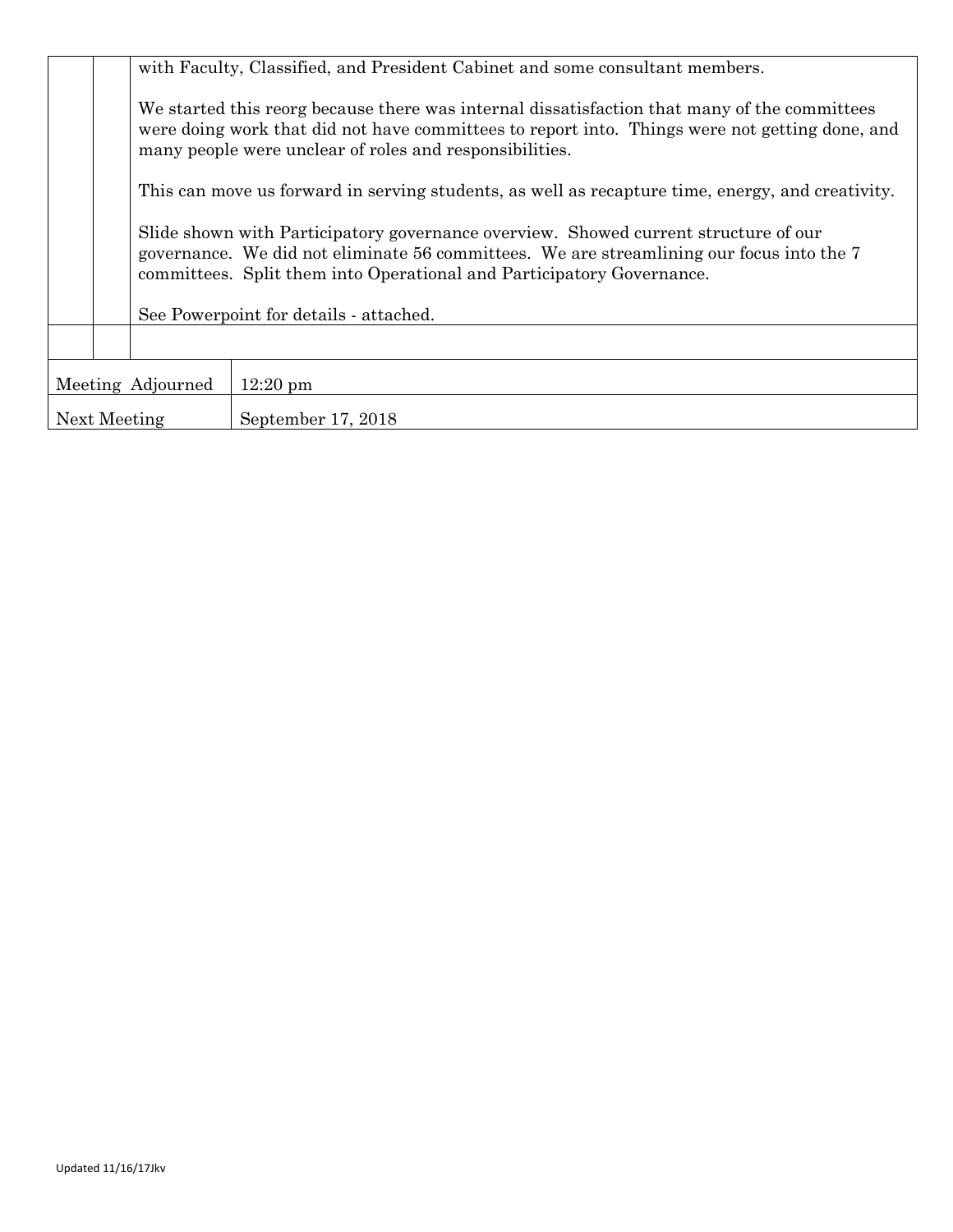|  |  |  |
|---|---|---|
|  |  | with Faculty, Classified, and President Cabinet and some consultant members.<br><br>We started this reorg because there was internal dissatisfaction that many of the committees were doing work that did not have committees to report into. Things were not getting done, and many people were unclear of roles and responsibilities.<br><br>This can move us forward in serving students, as well as recapture time, energy, and creativity.<br><br>Slide shown with Participatory governance overview. Showed current structure of our governance. We did not eliminate 56 committees. We are streamlining our focus into the 7 committees. Split them into Operational and Participatory Governance.<br><br>See Powerpoint for details - attached. |
|  |  |  |

| | |
|---|---|
| Meeting Adjourned | 12:20 pm |
| Next Meeting | September 17, 2018 |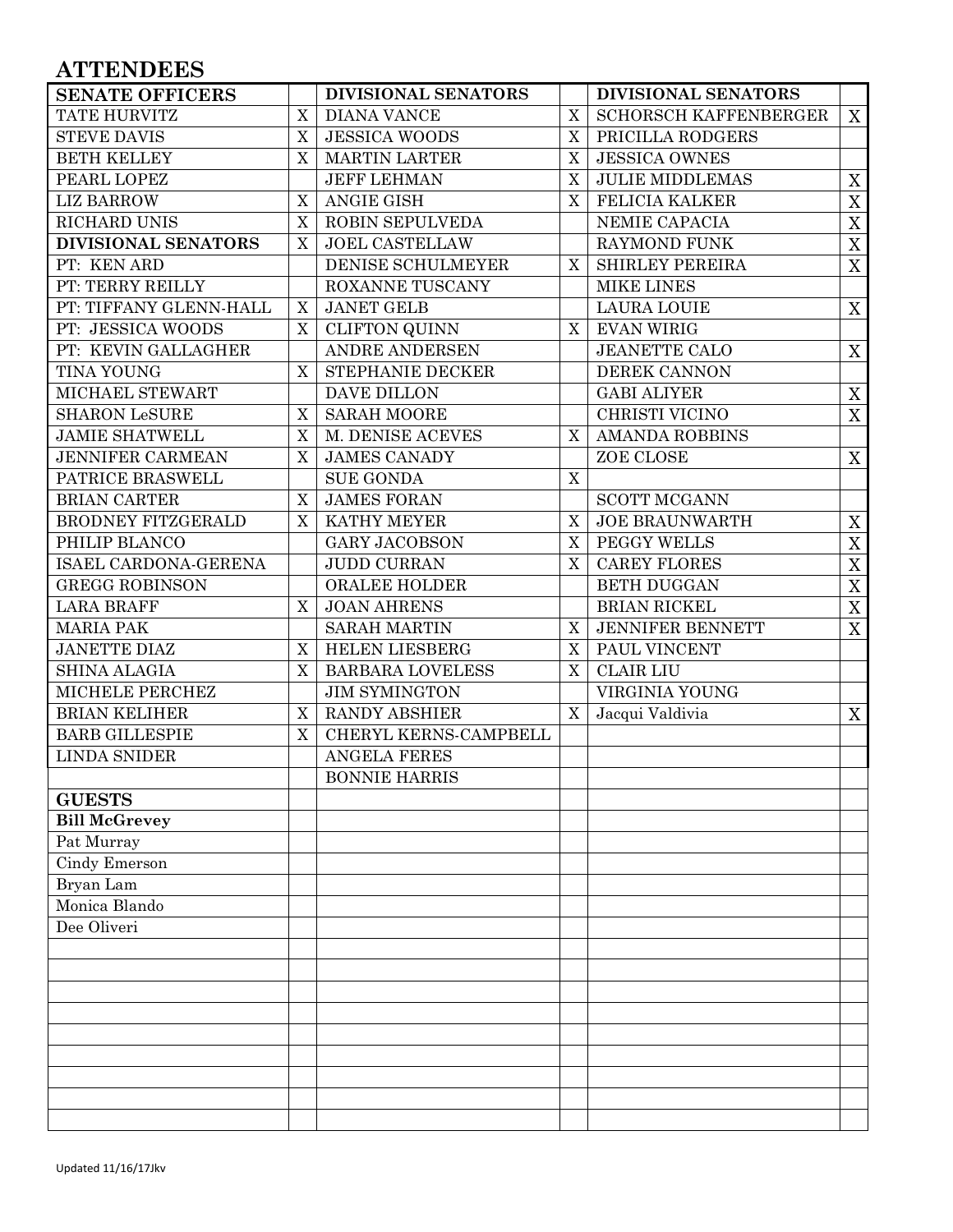## ATTENDEES

| SENATE OFFICERS | | DIVISIONAL SENATORS | | DIVISIONAL SENATORS | |
|---|---|---|---|---|---|
| TATE HURVITZ | X | DIANA VANCE | X | SCHORSCH KAFFENBERGER | X |
| STEVE DAVIS | X | JESSICA WOODS | X | PRICILLA RODGERS | |
| BETH KELLEY | X | MARTIN LARTER | X | JESSICA OWNES | |
| PEARL LOPEZ | | JEFF LEHMAN | X | JULIE MIDDLEMAS | X |
| LIZ BARROW | X | ANGIE GISH | X | FELICIA KALKER | X |
| RICHARD UNIS | X | ROBIN SEPULVEDA | | NEMIE CAPACIA | X |
| **DIVISIONAL SENATORS** | X | JOEL CASTELLAW | | RAYMOND FUNK | X |
| PT: KEN ARD | | DENISE SCHULMEYER | X | SHIRLEY PEREIRA | X |
| PT: TERRY REILLY | | ROXANNE TUSCANY | | MIKE LINES | |
| PT: TIFFANY GLENN-HALL | X | JANET GELB | | LAURA LOUIE | X |
| PT: JESSICA WOODS | X | CLIFTON QUINN | X | EVAN WIRIG | |
| PT: KEVIN GALLAGHER | | ANDRE ANDERSEN | | JEANETTE CALO | X |
| TINA YOUNG | X | STEPHANIE DECKER | | DEREK CANNON | |
| MICHAEL STEWART | | DAVE DILLON | | GABI ALIYER | X |
| SHARON LeSURE | X | SARAH MOORE | | CHRISTI VICINO | X |
| JAMIE SHATWELL | X | M. DENISE ACEVES | X | AMANDA ROBBINS | |
| JENNIFER CARMEAN | X | JAMES CANADY | | ZOE CLOSE | X |
| PATRICE BRASWELL | | SUE GONDA | X | | |
| BRIAN CARTER | X | JAMES FORAN | | SCOTT MCGANN | |
| BRODNEY FITZGERALD | X | KATHY MEYER | X | JOE BRAUNWARTH | X |
| PHILIP BLANCO | | GARY JACOBSON | X | PEGGY WELLS | X |
| ISAEL CARDONA-GERENA | | JUDD CURRAN | X | CAREY FLORES | X |
| GREGG ROBINSON | | ORALEE HOLDER | | BETH DUGGAN | X |
| LARA BRAFF | X | JOAN AHRENS | | BRIAN RICKEL | X |
| MARIA PAK | | SARAH MARTIN | X | JENNIFER BENNETT | X |
| JANETTE DIAZ | X | HELEN LIESBERG | X | PAUL VINCENT | |
| SHINA ALAGIA | X | BARBARA LOVELESS | X | CLAIR LIU | |
| MICHELE PERCHEZ | | JIM SYMINGTON | | VIRGINIA YOUNG | |
| BRIAN KELIHER | X | RANDY ABSHIER | X | Jacqui Valdivia | X |
| BARB GILLESPIE | X | CHERYL KERNS-CAMPBELL | | | |
| LINDA SNIDER | | ANGELA FERES | | | |
| | | BONNIE HARRIS | | | |
| **GUESTS** | | | | | |
| **Bill McGrevey** | | | | | |
| Pat Murray | | | | | |
| Cindy Emerson | | | | | |
| Bryan Lam | | | | | |
| Monica Blando | | | | | |
| Dee Oliveri | | | | | |

Updated 11/16/17Jkv